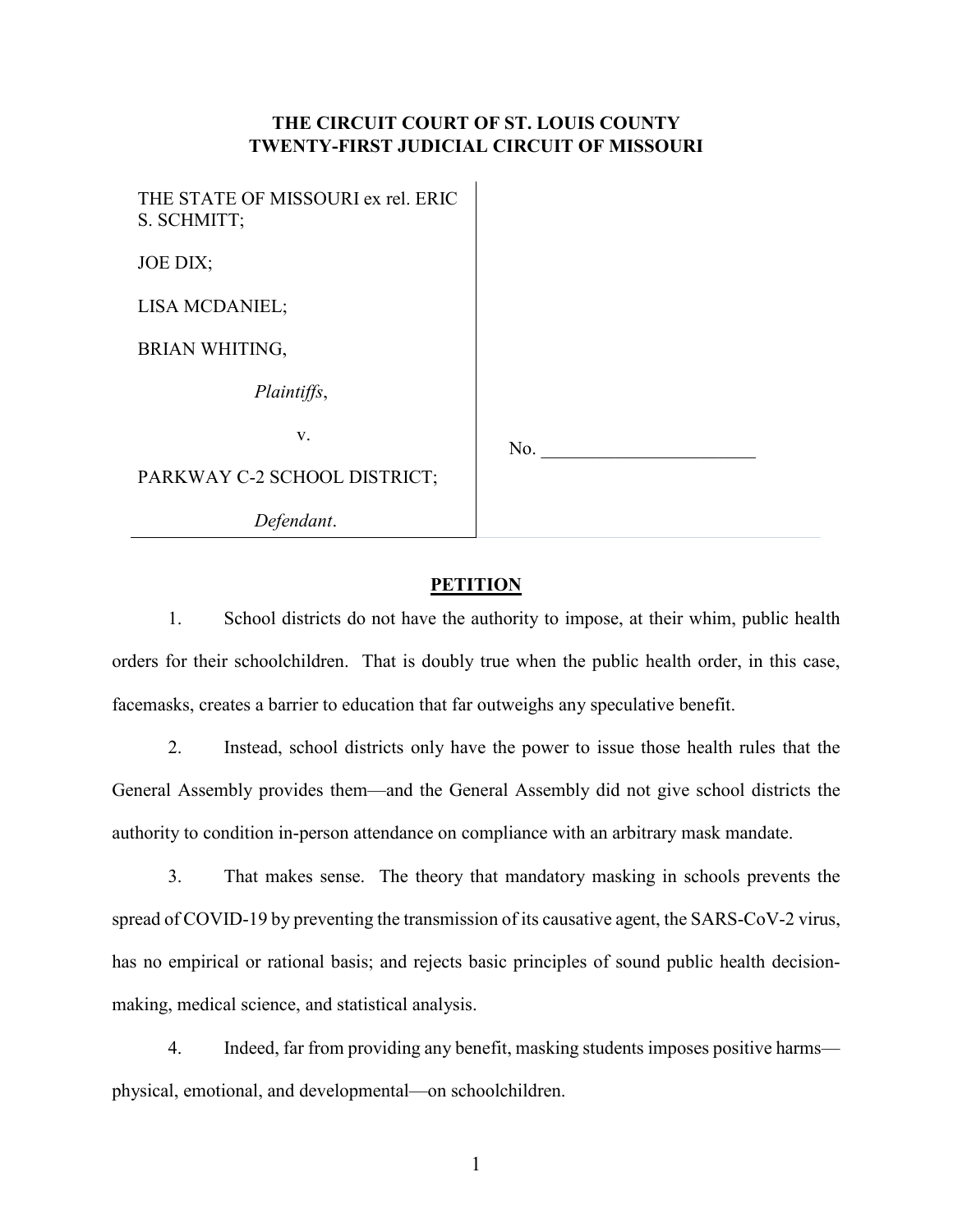**THE CIRCUIT COURT OF ST. LOUIS COUNTY**
**TWENTY-FIRST JUDICIAL CIRCUIT OF MISSOURI**

THE STATE OF MISSOURI ex rel. ERIC S. SCHMITT;

JOE DIX;

LISA MCDANIEL;

BRIAN WHITING,

*Plaintiffs*,

v.

PARKWAY C-2 SCHOOL DISTRICT;

*Defendant*.

No. \_\_\_\_\_\_\_\_\_\_\_\_\_\_\_\_\_\_\_\_\_\_\_\_

## PETITION

1. School districts do not have the authority to impose, at their whim, public health orders for their schoolchildren. That is doubly true when the public health order, in this case, facemasks, creates a barrier to education that far outweighs any speculative benefit.

2. Instead, school districts only have the power to issue those health rules that the General Assembly provides them—and the General Assembly did not give school districts the authority to condition in-person attendance on compliance with an arbitrary mask mandate.

3. That makes sense. The theory that mandatory masking in schools prevents the spread of COVID-19 by preventing the transmission of its causative agent, the SARS-CoV-2 virus, has no empirical or rational basis; and rejects basic principles of sound public health decision-making, medical science, and statistical analysis.

4. Indeed, far from providing any benefit, masking students imposes positive harms—physical, emotional, and developmental—on schoolchildren.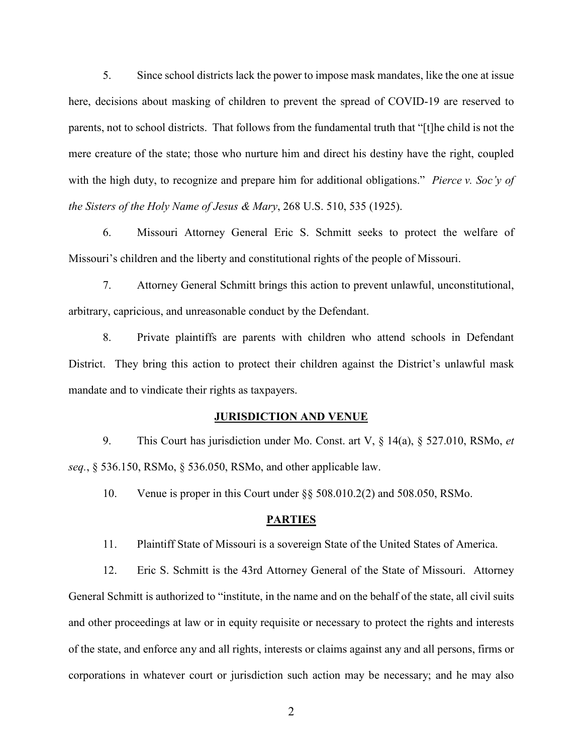5. Since school districts lack the power to impose mask mandates, like the one at issue here, decisions about masking of children to prevent the spread of COVID-19 are reserved to parents, not to school districts. That follows from the fundamental truth that "[t]he child is not the mere creature of the state; those who nurture him and direct his destiny have the right, coupled with the high duty, to recognize and prepare him for additional obligations." *Pierce v. Soc'y of the Sisters of the Holy Name of Jesus & Mary*, 268 U.S. 510, 535 (1925).

6. Missouri Attorney General Eric S. Schmitt seeks to protect the welfare of Missouri's children and the liberty and constitutional rights of the people of Missouri.

7. Attorney General Schmitt brings this action to prevent unlawful, unconstitutional, arbitrary, capricious, and unreasonable conduct by the Defendant.

8. Private plaintiffs are parents with children who attend schools in Defendant District. They bring this action to protect their children against the District's unlawful mask mandate and to vindicate their rights as taxpayers.

## JURISDICTION AND VENUE

9. This Court has jurisdiction under Mo. Const. art V, § 14(a), § 527.010, RSMo, *et seq.*, § 536.150, RSMo, § 536.050, RSMo, and other applicable law.

10. Venue is proper in this Court under §§ 508.010.2(2) and 508.050, RSMo.

## PARTIES

11. Plaintiff State of Missouri is a sovereign State of the United States of America.

12. Eric S. Schmitt is the 43rd Attorney General of the State of Missouri. Attorney General Schmitt is authorized to "institute, in the name and on the behalf of the state, all civil suits and other proceedings at law or in equity requisite or necessary to protect the rights and interests of the state, and enforce any and all rights, interests or claims against any and all persons, firms or corporations in whatever court or jurisdiction such action may be necessary; and he may also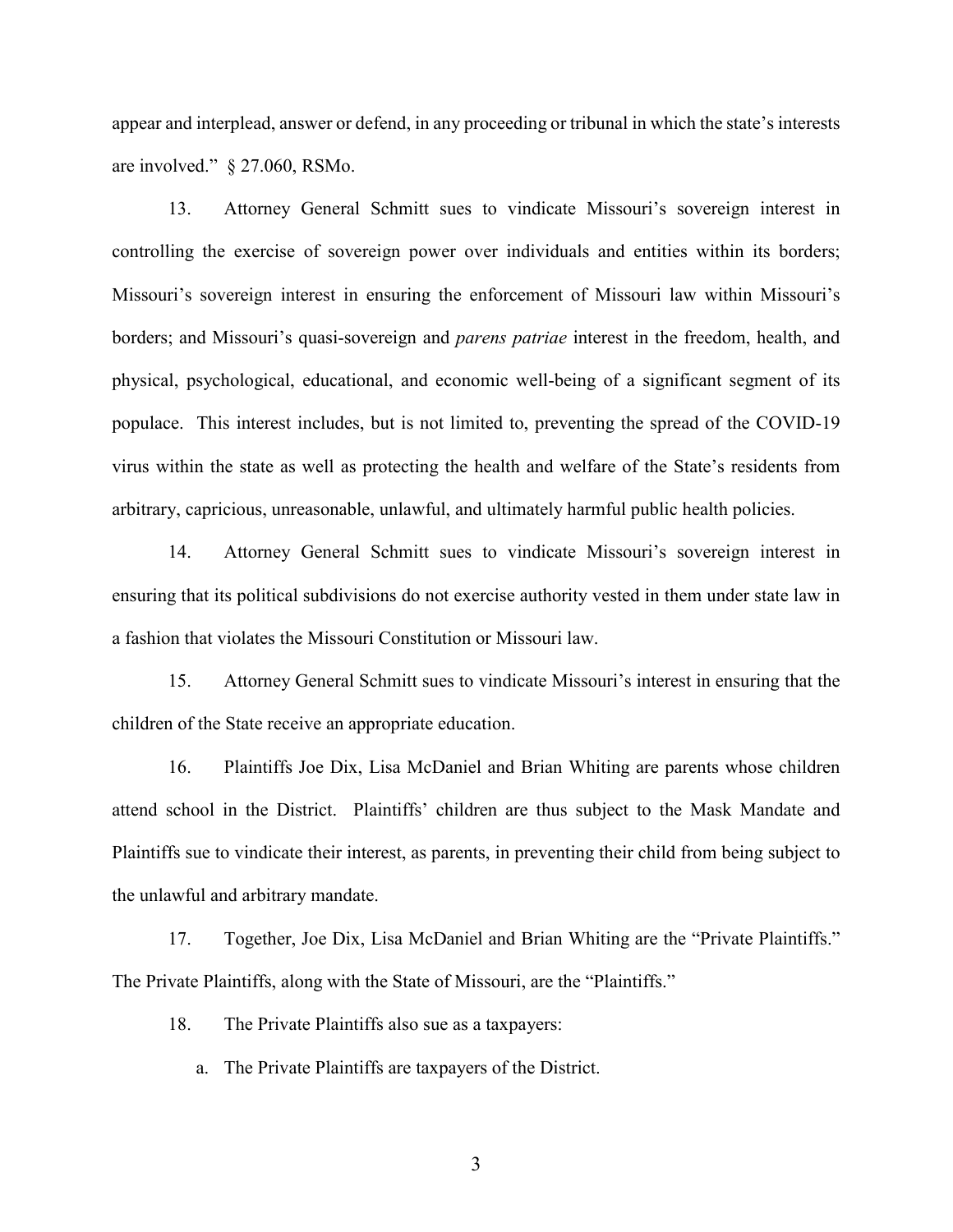appear and interplead, answer or defend, in any proceeding or tribunal in which the state's interests are involved." § 27.060, RSMo.

13. Attorney General Schmitt sues to vindicate Missouri's sovereign interest in controlling the exercise of sovereign power over individuals and entities within its borders; Missouri's sovereign interest in ensuring the enforcement of Missouri law within Missouri's borders; and Missouri's quasi-sovereign and *parens patriae* interest in the freedom, health, and physical, psychological, educational, and economic well-being of a significant segment of its populace. This interest includes, but is not limited to, preventing the spread of the COVID-19 virus within the state as well as protecting the health and welfare of the State's residents from arbitrary, capricious, unreasonable, unlawful, and ultimately harmful public health policies.

14. Attorney General Schmitt sues to vindicate Missouri's sovereign interest in ensuring that its political subdivisions do not exercise authority vested in them under state law in a fashion that violates the Missouri Constitution or Missouri law.

15. Attorney General Schmitt sues to vindicate Missouri's interest in ensuring that the children of the State receive an appropriate education.

16. Plaintiffs Joe Dix, Lisa McDaniel and Brian Whiting are parents whose children attend school in the District. Plaintiffs' children are thus subject to the Mask Mandate and Plaintiffs sue to vindicate their interest, as parents, in preventing their child from being subject to the unlawful and arbitrary mandate.

17. Together, Joe Dix, Lisa McDaniel and Brian Whiting are the "Private Plaintiffs." The Private Plaintiffs, along with the State of Missouri, are the "Plaintiffs."

18. The Private Plaintiffs also sue as a taxpayers:

a. The Private Plaintiffs are taxpayers of the District.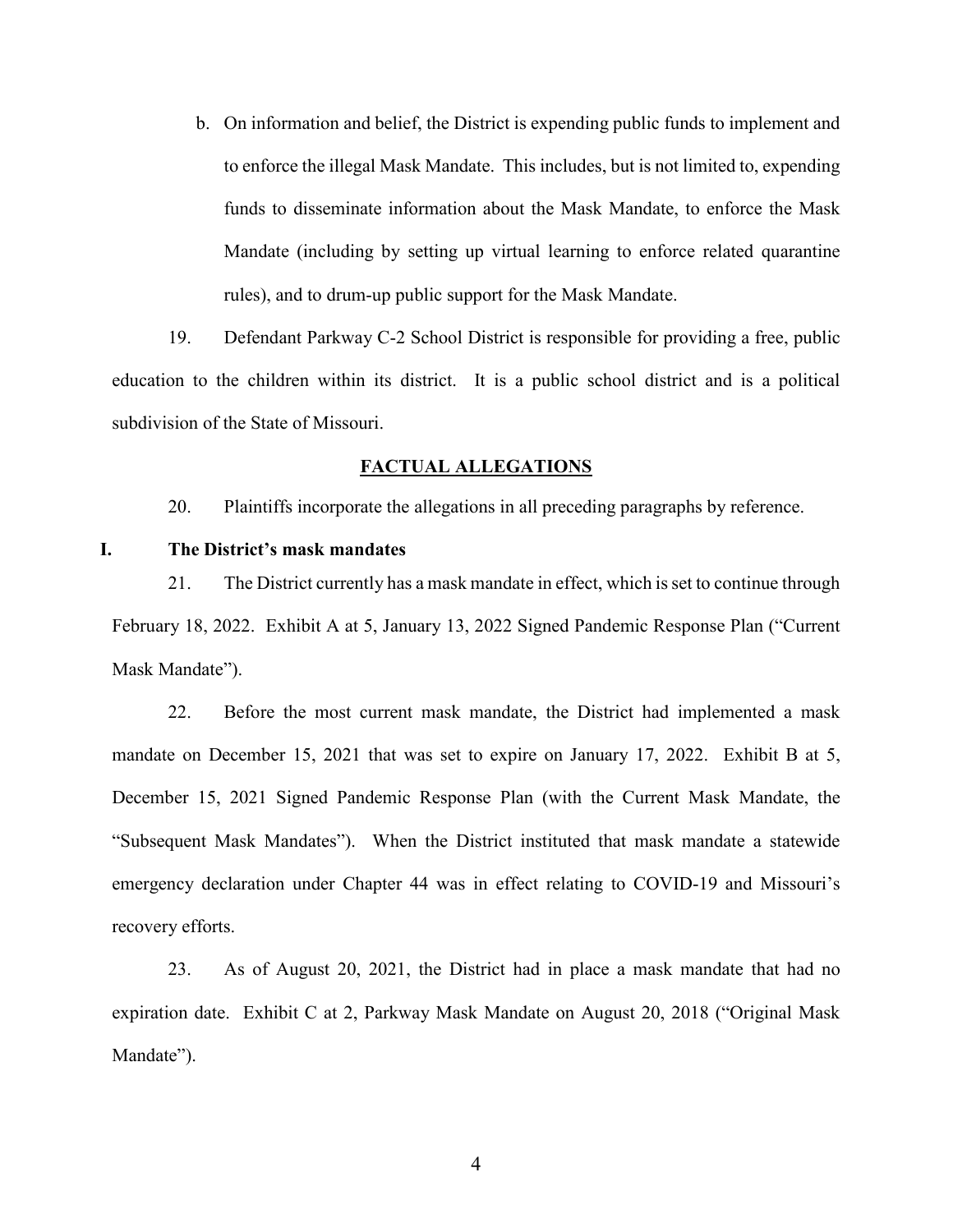b. On information and belief, the District is expending public funds to implement and to enforce the illegal Mask Mandate. This includes, but is not limited to, expending funds to disseminate information about the Mask Mandate, to enforce the Mask Mandate (including by setting up virtual learning to enforce related quarantine rules), and to drum-up public support for the Mask Mandate.

19. Defendant Parkway C-2 School District is responsible for providing a free, public education to the children within its district. It is a public school district and is a political subdivision of the State of Missouri.

## FACTUAL ALLEGATIONS

20. Plaintiffs incorporate the allegations in all preceding paragraphs by reference.

### I. The District's mask mandates

21. The District currently has a mask mandate in effect, which is set to continue through February 18, 2022. Exhibit A at 5, January 13, 2022 Signed Pandemic Response Plan ("Current Mask Mandate").

22. Before the most current mask mandate, the District had implemented a mask mandate on December 15, 2021 that was set to expire on January 17, 2022. Exhibit B at 5, December 15, 2021 Signed Pandemic Response Plan (with the Current Mask Mandate, the "Subsequent Mask Mandates"). When the District instituted that mask mandate a statewide emergency declaration under Chapter 44 was in effect relating to COVID-19 and Missouri's recovery efforts.

23. As of August 20, 2021, the District had in place a mask mandate that had no expiration date. Exhibit C at 2, Parkway Mask Mandate on August 20, 2018 ("Original Mask Mandate").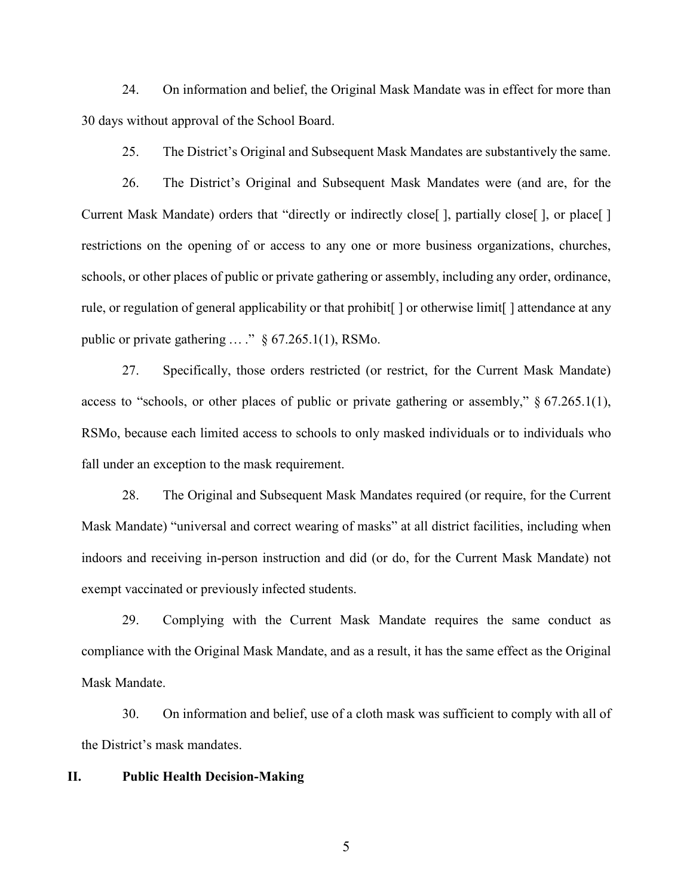24. On information and belief, the Original Mask Mandate was in effect for more than 30 days without approval of the School Board.

25. The District's Original and Subsequent Mask Mandates are substantively the same.

26. The District's Original and Subsequent Mask Mandates were (and are, for the Current Mask Mandate) orders that "directly or indirectly close[ ], partially close[ ], or place[ ] restrictions on the opening of or access to any one or more business organizations, churches, schools, or other places of public or private gathering or assembly, including any order, ordinance, rule, or regulation of general applicability or that prohibit[ ] or otherwise limit[ ] attendance at any public or private gathering … ." § 67.265.1(1), RSMo.

27. Specifically, those orders restricted (or restrict, for the Current Mask Mandate) access to "schools, or other places of public or private gathering or assembly," § 67.265.1(1), RSMo, because each limited access to schools to only masked individuals or to individuals who fall under an exception to the mask requirement.

28. The Original and Subsequent Mask Mandates required (or require, for the Current Mask Mandate) "universal and correct wearing of masks" at all district facilities, including when indoors and receiving in-person instruction and did (or do, for the Current Mask Mandate) not exempt vaccinated or previously infected students.

29. Complying with the Current Mask Mandate requires the same conduct as compliance with the Original Mask Mandate, and as a result, it has the same effect as the Original Mask Mandate.

30. On information and belief, use of a cloth mask was sufficient to comply with all of the District's mask mandates.

## II. Public Health Decision-Making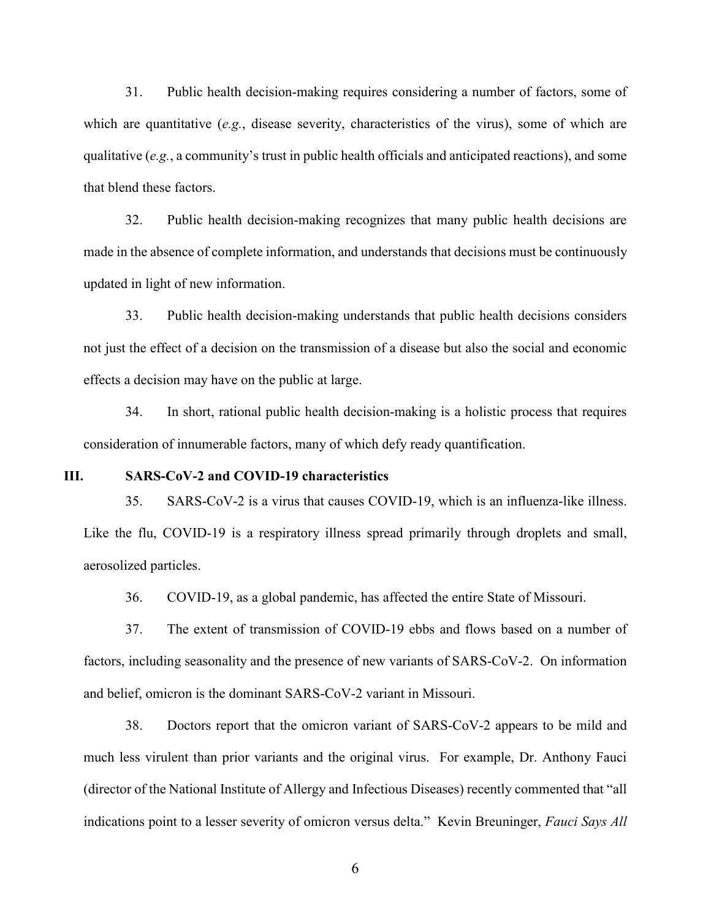31. Public health decision-making requires considering a number of factors, some of which are quantitative (*e.g.*, disease severity, characteristics of the virus), some of which are qualitative (*e.g.*, a community's trust in public health officials and anticipated reactions), and some that blend these factors.

32. Public health decision-making recognizes that many public health decisions are made in the absence of complete information, and understands that decisions must be continuously updated in light of new information.

33. Public health decision-making understands that public health decisions considers not just the effect of a decision on the transmission of a disease but also the social and economic effects a decision may have on the public at large.

34. In short, rational public health decision-making is a holistic process that requires consideration of innumerable factors, many of which defy ready quantification.

## III. SARS-CoV-2 and COVID-19 characteristics

35. SARS-CoV-2 is a virus that causes COVID-19, which is an influenza-like illness. Like the flu, COVID-19 is a respiratory illness spread primarily through droplets and small, aerosolized particles.

36. COVID-19, as a global pandemic, has affected the entire State of Missouri.

37. The extent of transmission of COVID-19 ebbs and flows based on a number of factors, including seasonality and the presence of new variants of SARS-CoV-2. On information and belief, omicron is the dominant SARS-CoV-2 variant in Missouri.

38. Doctors report that the omicron variant of SARS-CoV-2 appears to be mild and much less virulent than prior variants and the original virus. For example, Dr. Anthony Fauci (director of the National Institute of Allergy and Infectious Diseases) recently commented that "all indications point to a lesser severity of omicron versus delta." Kevin Breuninger, *Fauci Says All*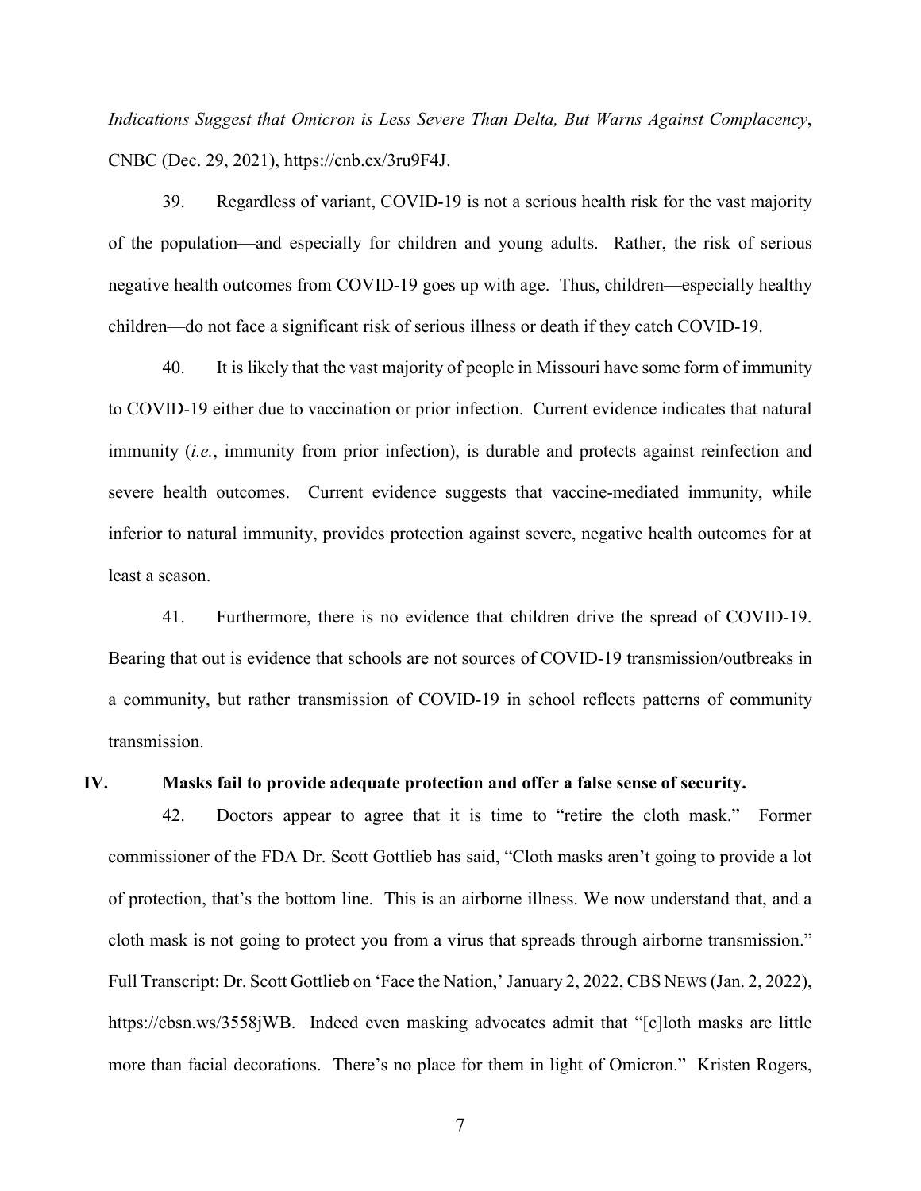*Indications Suggest that Omicron is Less Severe Than Delta, But Warns Against Complacency*, CNBC (Dec. 29, 2021), https://cnb.cx/3ru9F4J.

39. Regardless of variant, COVID-19 is not a serious health risk for the vast majority of the population—and especially for children and young adults. Rather, the risk of serious negative health outcomes from COVID-19 goes up with age. Thus, children—especially healthy children—do not face a significant risk of serious illness or death if they catch COVID-19.

40. It is likely that the vast majority of people in Missouri have some form of immunity to COVID-19 either due to vaccination or prior infection. Current evidence indicates that natural immunity (*i.e.*, immunity from prior infection), is durable and protects against reinfection and severe health outcomes. Current evidence suggests that vaccine-mediated immunity, while inferior to natural immunity, provides protection against severe, negative health outcomes for at least a season.

41. Furthermore, there is no evidence that children drive the spread of COVID-19. Bearing that out is evidence that schools are not sources of COVID-19 transmission/outbreaks in a community, but rather transmission of COVID-19 in school reflects patterns of community transmission.

## IV. Masks fail to provide adequate protection and offer a false sense of security.

42. Doctors appear to agree that it is time to "retire the cloth mask." Former commissioner of the FDA Dr. Scott Gottlieb has said, "Cloth masks aren't going to provide a lot of protection, that's the bottom line. This is an airborne illness. We now understand that, and a cloth mask is not going to protect you from a virus that spreads through airborne transmission." Full Transcript: Dr. Scott Gottlieb on 'Face the Nation,' January 2, 2022, CBS NEWS (Jan. 2, 2022), https://cbsn.ws/3558jWB. Indeed even masking advocates admit that "[c]loth masks are little more than facial decorations. There's no place for them in light of Omicron." Kristen Rogers,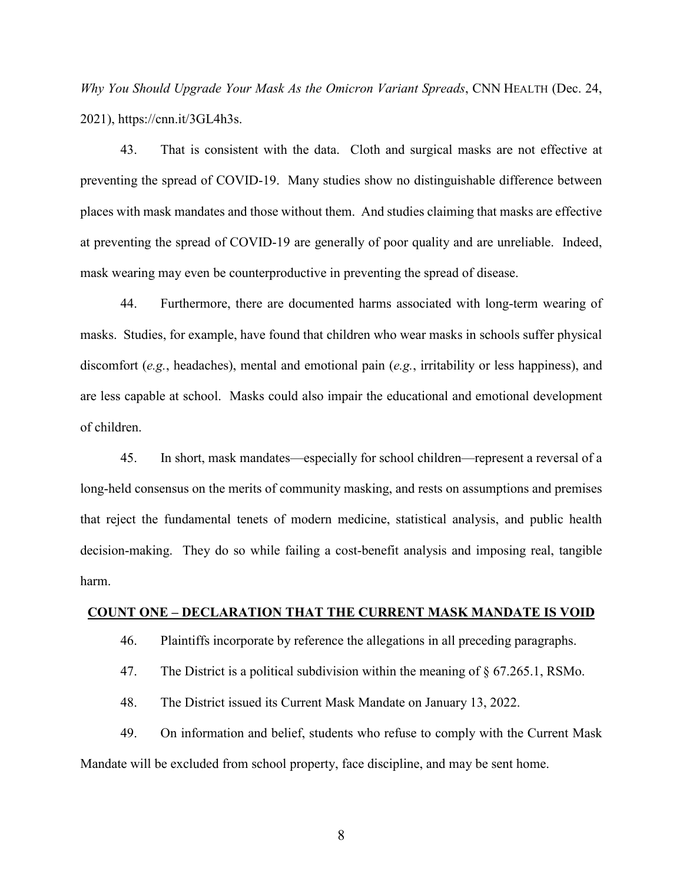*Why You Should Upgrade Your Mask As the Omicron Variant Spreads*, CNN HEALTH (Dec. 24, 2021), https://cnn.it/3GL4h3s.

43. That is consistent with the data. Cloth and surgical masks are not effective at preventing the spread of COVID-19. Many studies show no distinguishable difference between places with mask mandates and those without them. And studies claiming that masks are effective at preventing the spread of COVID-19 are generally of poor quality and are unreliable. Indeed, mask wearing may even be counterproductive in preventing the spread of disease.

44. Furthermore, there are documented harms associated with long-term wearing of masks. Studies, for example, have found that children who wear masks in schools suffer physical discomfort (*e.g.*, headaches), mental and emotional pain (*e.g.*, irritability or less happiness), and are less capable at school. Masks could also impair the educational and emotional development of children.

45. In short, mask mandates—especially for school children—represent a reversal of a long-held consensus on the merits of community masking, and rests on assumptions and premises that reject the fundamental tenets of modern medicine, statistical analysis, and public health decision-making. They do so while failing a cost-benefit analysis and imposing real, tangible harm.

## COUNT ONE – DECLARATION THAT THE CURRENT MASK MANDATE IS VOID

46. Plaintiffs incorporate by reference the allegations in all preceding paragraphs.

47. The District is a political subdivision within the meaning of § 67.265.1, RSMo.

48. The District issued its Current Mask Mandate on January 13, 2022.

49. On information and belief, students who refuse to comply with the Current Mask Mandate will be excluded from school property, face discipline, and may be sent home.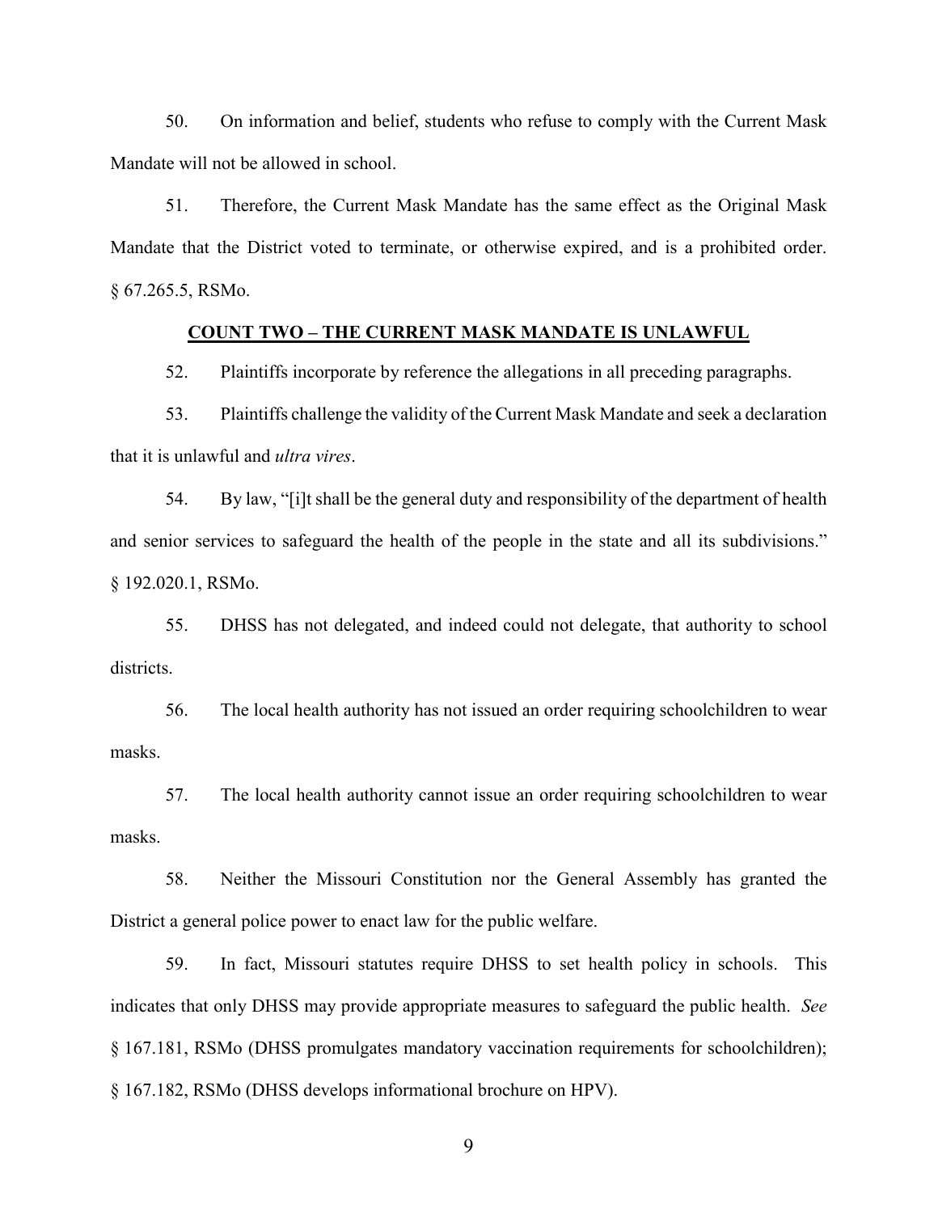50. On information and belief, students who refuse to comply with the Current Mask Mandate will not be allowed in school.

51. Therefore, the Current Mask Mandate has the same effect as the Original Mask Mandate that the District voted to terminate, or otherwise expired, and is a prohibited order. § 67.265.5, RSMo.

**COUNT TWO – THE CURRENT MASK MANDATE IS UNLAWFUL**

52. Plaintiffs incorporate by reference the allegations in all preceding paragraphs.

53. Plaintiffs challenge the validity of the Current Mask Mandate and seek a declaration that it is unlawful and *ultra vires*.

54. By law, "[i]t shall be the general duty and responsibility of the department of health and senior services to safeguard the health of the people in the state and all its subdivisions." § 192.020.1, RSMo.

55. DHSS has not delegated, and indeed could not delegate, that authority to school districts.

56. The local health authority has not issued an order requiring schoolchildren to wear masks.

57. The local health authority cannot issue an order requiring schoolchildren to wear masks.

58. Neither the Missouri Constitution nor the General Assembly has granted the District a general police power to enact law for the public welfare.

59. In fact, Missouri statutes require DHSS to set health policy in schools. This indicates that only DHSS may provide appropriate measures to safeguard the public health. *See* § 167.181, RSMo (DHSS promulgates mandatory vaccination requirements for schoolchildren); § 167.182, RSMo (DHSS develops informational brochure on HPV).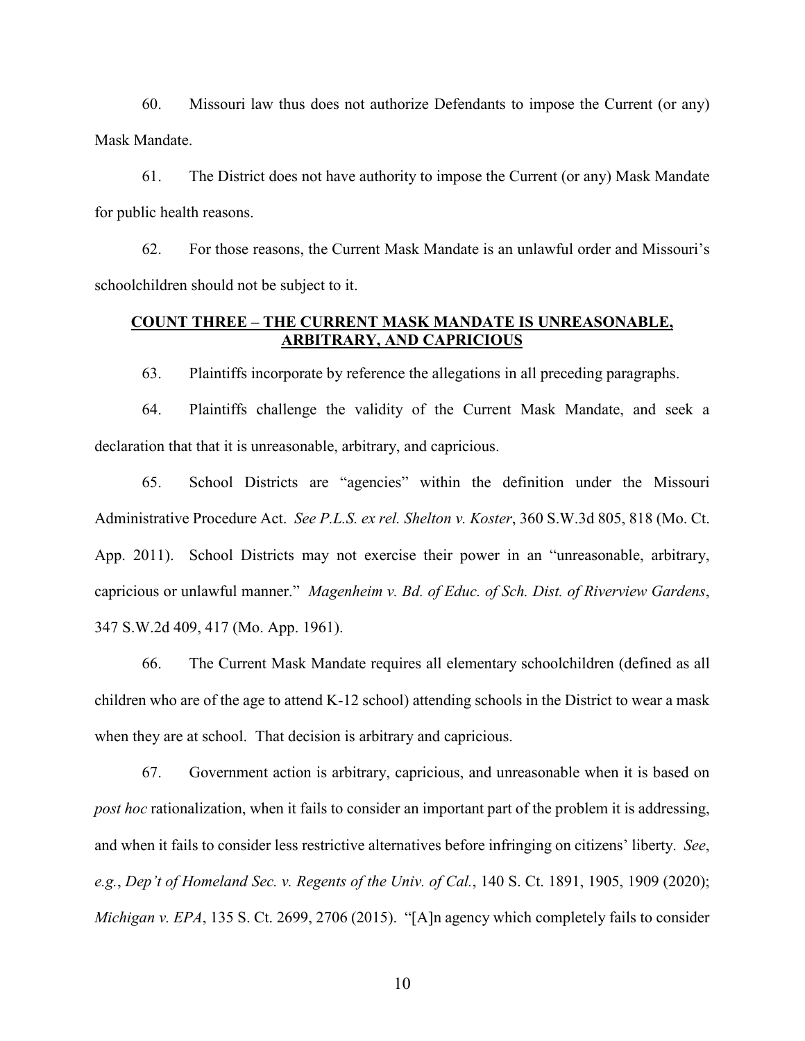60. Missouri law thus does not authorize Defendants to impose the Current (or any) Mask Mandate.

61. The District does not have authority to impose the Current (or any) Mask Mandate for public health reasons.

62. For those reasons, the Current Mask Mandate is an unlawful order and Missouri's schoolchildren should not be subject to it.

## COUNT THREE – THE CURRENT MASK MANDATE IS UNREASONABLE, ARBITRARY, AND CAPRICIOUS

63. Plaintiffs incorporate by reference the allegations in all preceding paragraphs.

64. Plaintiffs challenge the validity of the Current Mask Mandate, and seek a declaration that that it is unreasonable, arbitrary, and capricious.

65. School Districts are "agencies" within the definition under the Missouri Administrative Procedure Act. *See P.L.S. ex rel. Shelton v. Koster*, 360 S.W.3d 805, 818 (Mo. Ct. App. 2011). School Districts may not exercise their power in an "unreasonable, arbitrary, capricious or unlawful manner." *Magenheim v. Bd. of Educ. of Sch. Dist. of Riverview Gardens*, 347 S.W.2d 409, 417 (Mo. App. 1961).

66. The Current Mask Mandate requires all elementary schoolchildren (defined as all children who are of the age to attend K-12 school) attending schools in the District to wear a mask when they are at school. That decision is arbitrary and capricious.

67. Government action is arbitrary, capricious, and unreasonable when it is based on *post hoc* rationalization, when it fails to consider an important part of the problem it is addressing, and when it fails to consider less restrictive alternatives before infringing on citizens' liberty. *See*, *e.g.*, *Dep't of Homeland Sec. v. Regents of the Univ. of Cal.*, 140 S. Ct. 1891, 1905, 1909 (2020); *Michigan v. EPA*, 135 S. Ct. 2699, 2706 (2015). "[A]n agency which completely fails to consider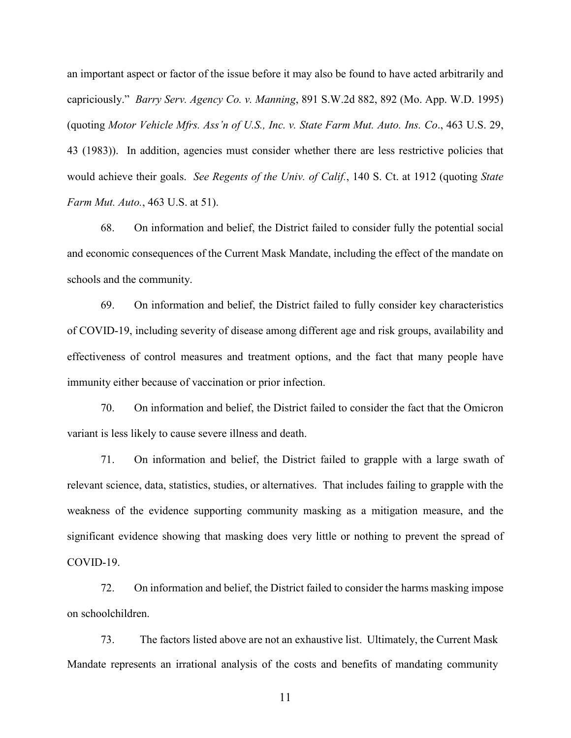an important aspect or factor of the issue before it may also be found to have acted arbitrarily and capriciously." *Barry Serv. Agency Co. v. Manning*, 891 S.W.2d 882, 892 (Mo. App. W.D. 1995) (quoting *Motor Vehicle Mfrs. Ass'n of U.S., Inc. v. State Farm Mut. Auto. Ins. Co*., 463 U.S. 29, 43 (1983)). In addition, agencies must consider whether there are less restrictive policies that would achieve their goals. *See Regents of the Univ. of Calif.*, 140 S. Ct. at 1912 (quoting *State Farm Mut. Auto.*, 463 U.S. at 51).

68. On information and belief, the District failed to consider fully the potential social and economic consequences of the Current Mask Mandate, including the effect of the mandate on schools and the community.

69. On information and belief, the District failed to fully consider key characteristics of COVID-19, including severity of disease among different age and risk groups, availability and effectiveness of control measures and treatment options, and the fact that many people have immunity either because of vaccination or prior infection.

70. On information and belief, the District failed to consider the fact that the Omicron variant is less likely to cause severe illness and death.

71. On information and belief, the District failed to grapple with a large swath of relevant science, data, statistics, studies, or alternatives. That includes failing to grapple with the weakness of the evidence supporting community masking as a mitigation measure, and the significant evidence showing that masking does very little or nothing to prevent the spread of COVID-19.

72. On information and belief, the District failed to consider the harms masking impose on schoolchildren.

73. The factors listed above are not an exhaustive list. Ultimately, the Current Mask Mandate represents an irrational analysis of the costs and benefits of mandating community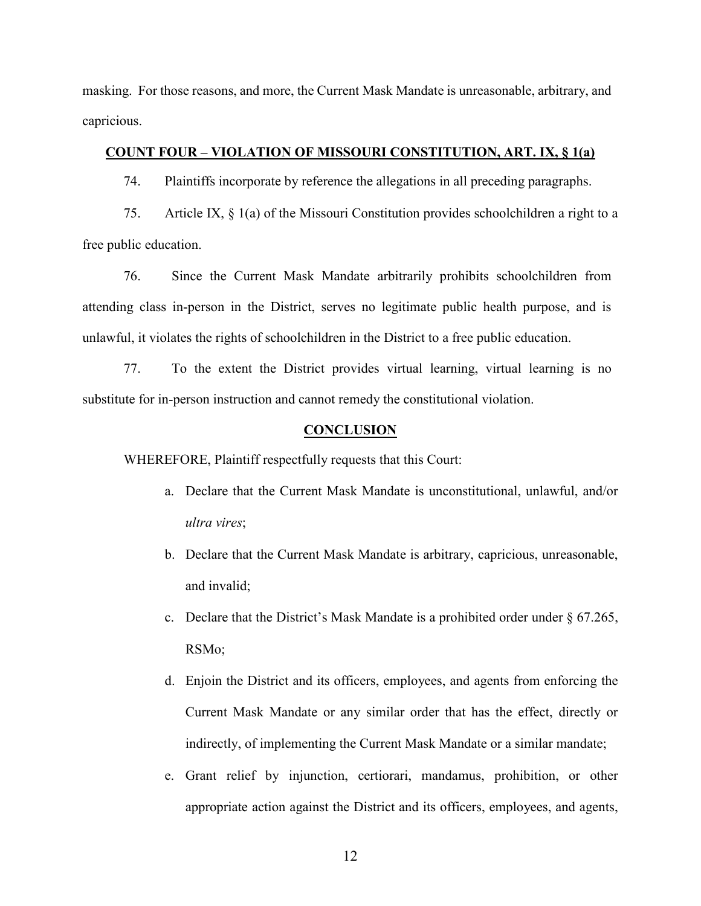masking. For those reasons, and more, the Current Mask Mandate is unreasonable, arbitrary, and capricious.

## COUNT FOUR – VIOLATION OF MISSOURI CONSTITUTION, ART. IX, § 1(a)

74. Plaintiffs incorporate by reference the allegations in all preceding paragraphs.

75. Article IX, § 1(a) of the Missouri Constitution provides schoolchildren a right to a free public education.

76. Since the Current Mask Mandate arbitrarily prohibits schoolchildren from attending class in-person in the District, serves no legitimate public health purpose, and is unlawful, it violates the rights of schoolchildren in the District to a free public education.

77. To the extent the District provides virtual learning, virtual learning is no substitute for in-person instruction and cannot remedy the constitutional violation.

## CONCLUSION

WHEREFORE, Plaintiff respectfully requests that this Court:

a. Declare that the Current Mask Mandate is unconstitutional, unlawful, and/or *ultra vires*;

b. Declare that the Current Mask Mandate is arbitrary, capricious, unreasonable, and invalid;

c. Declare that the District's Mask Mandate is a prohibited order under § 67.265, RSMo;

d. Enjoin the District and its officers, employees, and agents from enforcing the Current Mask Mandate or any similar order that has the effect, directly or indirectly, of implementing the Current Mask Mandate or a similar mandate;

e. Grant relief by injunction, certiorari, mandamus, prohibition, or other appropriate action against the District and its officers, employees, and agents,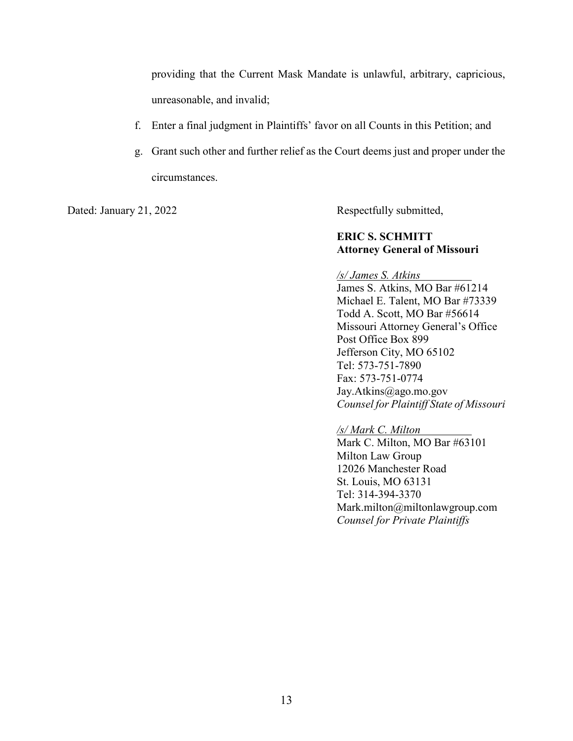providing that the Current Mask Mandate is unlawful, arbitrary, capricious, unreasonable, and invalid;

f. Enter a final judgment in Plaintiffs' favor on all Counts in this Petition; and

g. Grant such other and further relief as the Court deems just and proper under the circumstances.

Dated: January 21, 2022

Respectfully submitted,

**ERIC S. SCHMITT**
**Attorney General of Missouri**

*/s/ James S. Atkins*
James S. Atkins, MO Bar #61214
Michael E. Talent, MO Bar #73339
Todd A. Scott, MO Bar #56614
Missouri Attorney General's Office
Post Office Box 899
Jefferson City, MO 65102
Tel: 573-751-7890
Fax: 573-751-0774
Jay.Atkins@ago.mo.gov
*Counsel for Plaintiff State of Missouri*

*/s/ Mark C. Milton*
Mark C. Milton, MO Bar #63101
Milton Law Group
12026 Manchester Road
St. Louis, MO 63131
Tel: 314-394-3370
Mark.milton@miltonlawgroup.com
*Counsel for Private Plaintiffs*